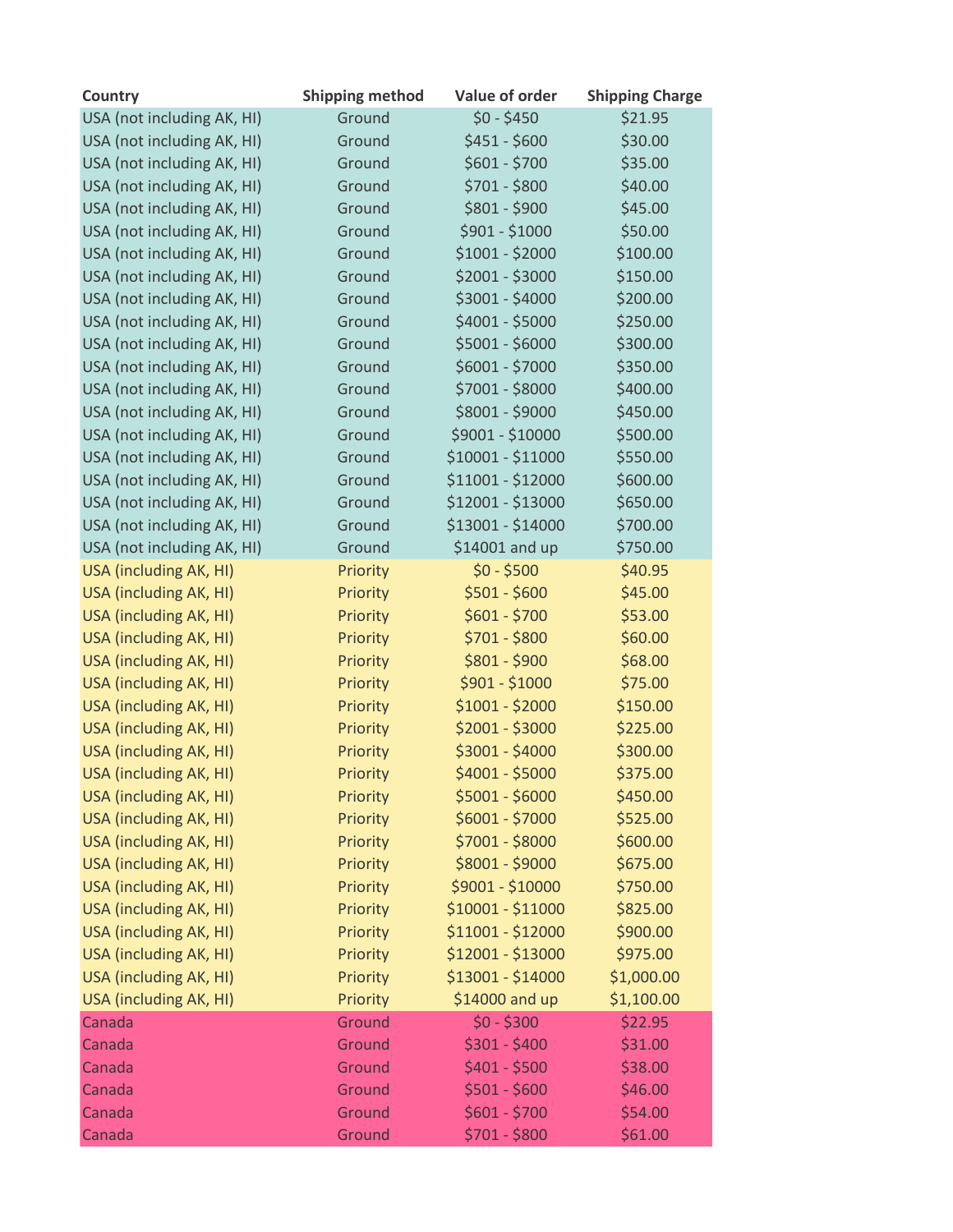| Country | Shipping method | Value of order | Shipping Charge |
| --- | --- | --- | --- |
| USA (not including AK, HI) | Ground | $0 - $450 | $21.95 |
| USA (not including AK, HI) | Ground | $451 - $600 | $30.00 |
| USA (not including AK, HI) | Ground | $601 - $700 | $35.00 |
| USA (not including AK, HI) | Ground | $701 - $800 | $40.00 |
| USA (not including AK, HI) | Ground | $801 - $900 | $45.00 |
| USA (not including AK, HI) | Ground | $901 - $1000 | $50.00 |
| USA (not including AK, HI) | Ground | $1001 - $2000 | $100.00 |
| USA (not including AK, HI) | Ground | $2001 - $3000 | $150.00 |
| USA (not including AK, HI) | Ground | $3001 - $4000 | $200.00 |
| USA (not including AK, HI) | Ground | $4001 - $5000 | $250.00 |
| USA (not including AK, HI) | Ground | $5001 - $6000 | $300.00 |
| USA (not including AK, HI) | Ground | $6001 - $7000 | $350.00 |
| USA (not including AK, HI) | Ground | $7001 - $8000 | $400.00 |
| USA (not including AK, HI) | Ground | $8001 - $9000 | $450.00 |
| USA (not including AK, HI) | Ground | $9001 - $10000 | $500.00 |
| USA (not including AK, HI) | Ground | $10001 - $11000 | $550.00 |
| USA (not including AK, HI) | Ground | $11001 - $12000 | $600.00 |
| USA (not including AK, HI) | Ground | $12001 - $13000 | $650.00 |
| USA (not including AK, HI) | Ground | $13001 - $14000 | $700.00 |
| USA (not including AK, HI) | Ground | $14001 and up | $750.00 |
| USA (including AK, HI) | Priority | $0 - $500 | $40.95 |
| USA (including AK, HI) | Priority | $501 - $600 | $45.00 |
| USA (including AK, HI) | Priority | $601 - $700 | $53.00 |
| USA (including AK, HI) | Priority | $701 - $800 | $60.00 |
| USA (including AK, HI) | Priority | $801 - $900 | $68.00 |
| USA (including AK, HI) | Priority | $901 - $1000 | $75.00 |
| USA (including AK, HI) | Priority | $1001 - $2000 | $150.00 |
| USA (including AK, HI) | Priority | $2001 - $3000 | $225.00 |
| USA (including AK, HI) | Priority | $3001 - $4000 | $300.00 |
| USA (including AK, HI) | Priority | $4001 - $5000 | $375.00 |
| USA (including AK, HI) | Priority | $5001 - $6000 | $450.00 |
| USA (including AK, HI) | Priority | $6001 - $7000 | $525.00 |
| USA (including AK, HI) | Priority | $7001 - $8000 | $600.00 |
| USA (including AK, HI) | Priority | $8001 - $9000 | $675.00 |
| USA (including AK, HI) | Priority | $9001 - $10000 | $750.00 |
| USA (including AK, HI) | Priority | $10001 - $11000 | $825.00 |
| USA (including AK, HI) | Priority | $11001 - $12000 | $900.00 |
| USA (including AK, HI) | Priority | $12001 - $13000 | $975.00 |
| USA (including AK, HI) | Priority | $13001 - $14000 | $1,000.00 |
| USA (including AK, HI) | Priority | $14000 and up | $1,100.00 |
| Canada | Ground | $0 - $300 | $22.95 |
| Canada | Ground | $301 - $400 | $31.00 |
| Canada | Ground | $401 - $500 | $38.00 |
| Canada | Ground | $501 - $600 | $46.00 |
| Canada | Ground | $601 - $700 | $54.00 |
| Canada | Ground | $701 - $800 | $61.00 |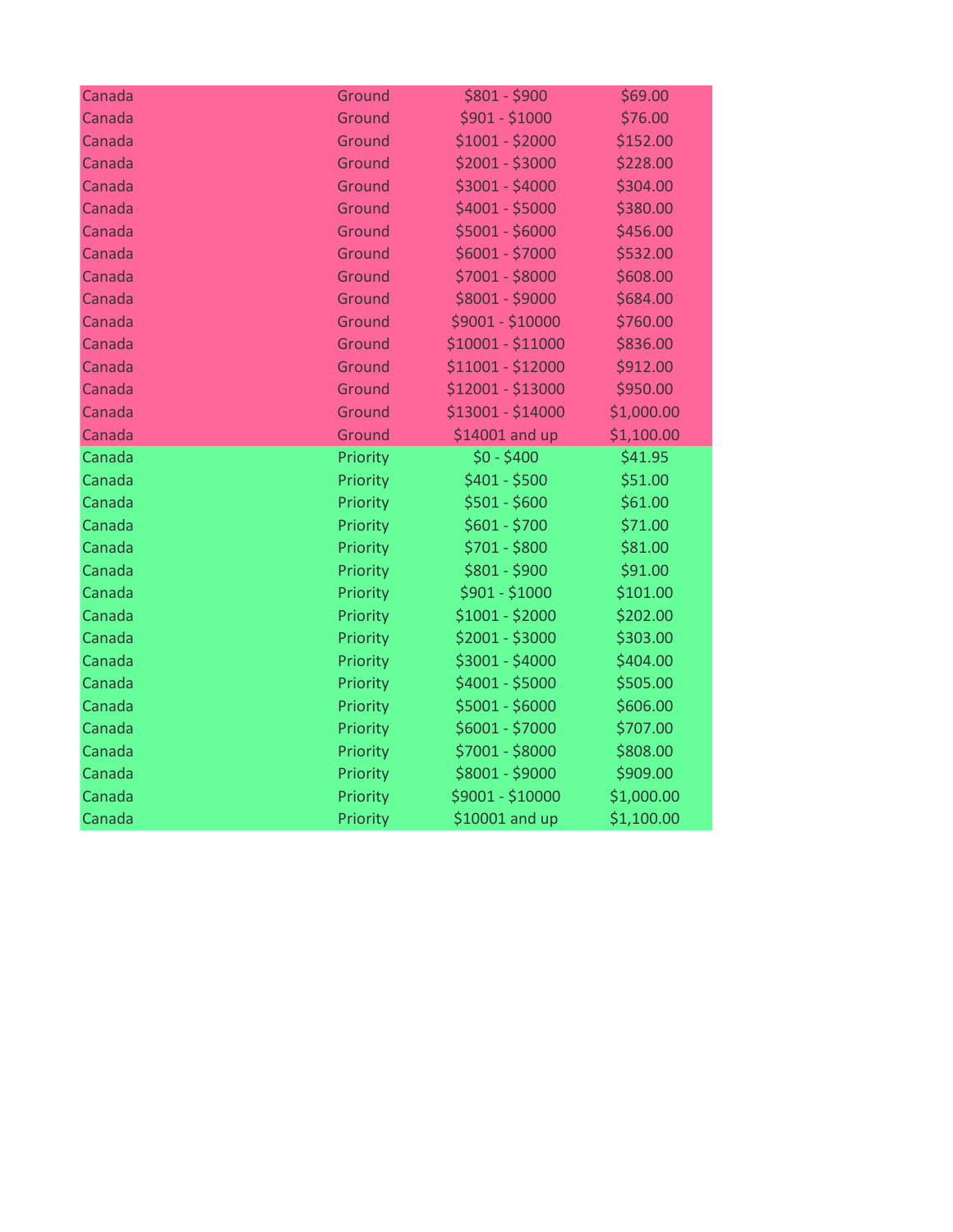| | | | |
|---|---|---|---|
| Canada | Ground | $801 - $900 | $69.00 |
| Canada | Ground | $901 - $1000 | $76.00 |
| Canada | Ground | $1001 - $2000 | $152.00 |
| Canada | Ground | $2001 - $3000 | $228.00 |
| Canada | Ground | $3001 - $4000 | $304.00 |
| Canada | Ground | $4001 - $5000 | $380.00 |
| Canada | Ground | $5001 - $6000 | $456.00 |
| Canada | Ground | $6001 - $7000 | $532.00 |
| Canada | Ground | $7001 - $8000 | $608.00 |
| Canada | Ground | $8001 - $9000 | $684.00 |
| Canada | Ground | $9001 - $10000 | $760.00 |
| Canada | Ground | $10001 - $11000 | $836.00 |
| Canada | Ground | $11001 - $12000 | $912.00 |
| Canada | Ground | $12001 - $13000 | $950.00 |
| Canada | Ground | $13001 - $14000 | $1,000.00 |
| Canada | Ground | $14001 and up | $1,100.00 |
| Canada | Priority | $0 - $400 | $41.95 |
| Canada | Priority | $401 - $500 | $51.00 |
| Canada | Priority | $501 - $600 | $61.00 |
| Canada | Priority | $601 - $700 | $71.00 |
| Canada | Priority | $701 - $800 | $81.00 |
| Canada | Priority | $801 - $900 | $91.00 |
| Canada | Priority | $901 - $1000 | $101.00 |
| Canada | Priority | $1001 - $2000 | $202.00 |
| Canada | Priority | $2001 - $3000 | $303.00 |
| Canada | Priority | $3001 - $4000 | $404.00 |
| Canada | Priority | $4001 - $5000 | $505.00 |
| Canada | Priority | $5001 - $6000 | $606.00 |
| Canada | Priority | $6001 - $7000 | $707.00 |
| Canada | Priority | $7001 - $8000 | $808.00 |
| Canada | Priority | $8001 - $9000 | $909.00 |
| Canada | Priority | $9001 - $10000 | $1,000.00 |
| Canada | Priority | $10001 and up | $1,100.00 |